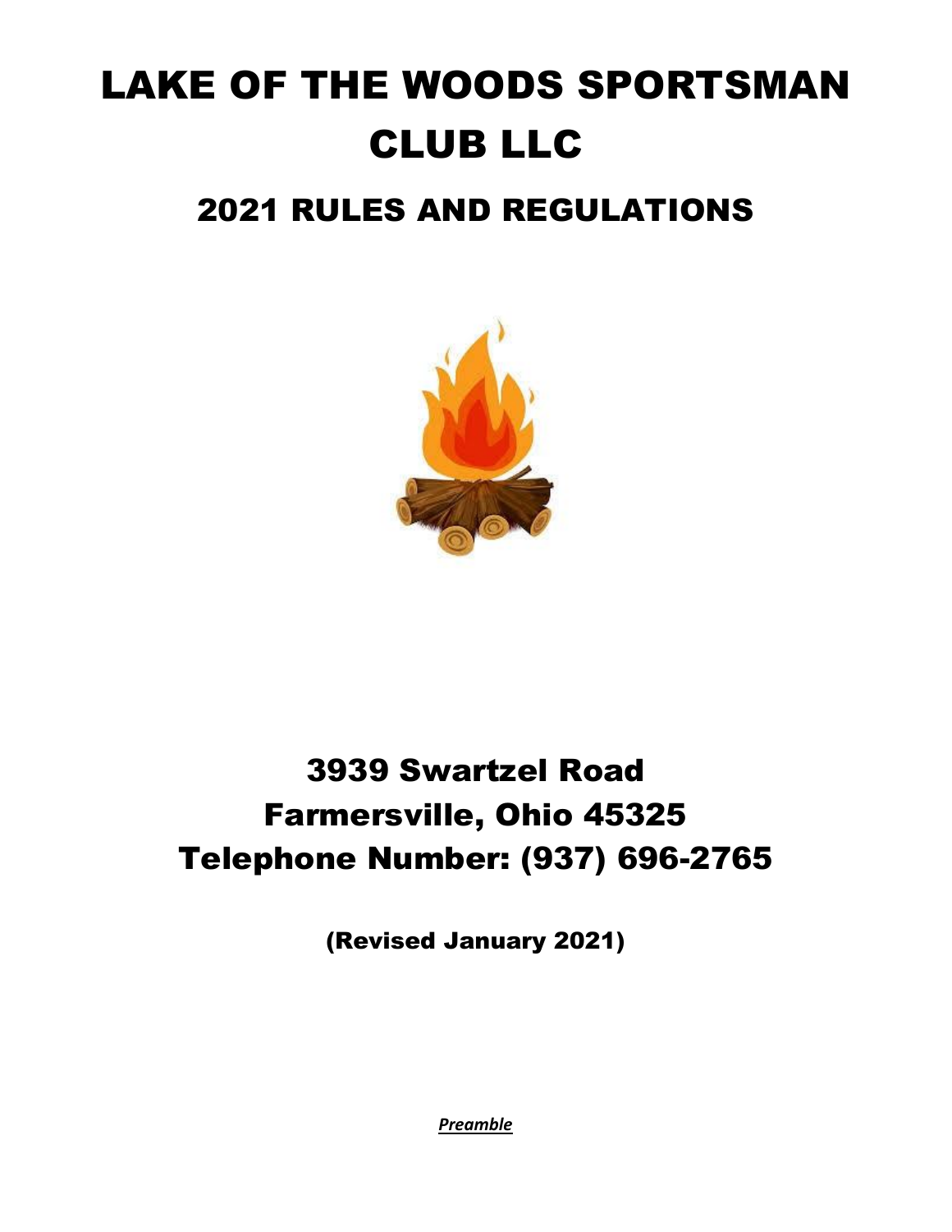# LAKE OF THE WOODS SPORTSMAN CLUB LLC

## 2021 RULES AND REGULATIONS

## 3939 Swartzel Road
## Farmersville, Ohio 45325
## Telephone Number: (937) 696-2765

**(Revised January 2021)**

***Preamble***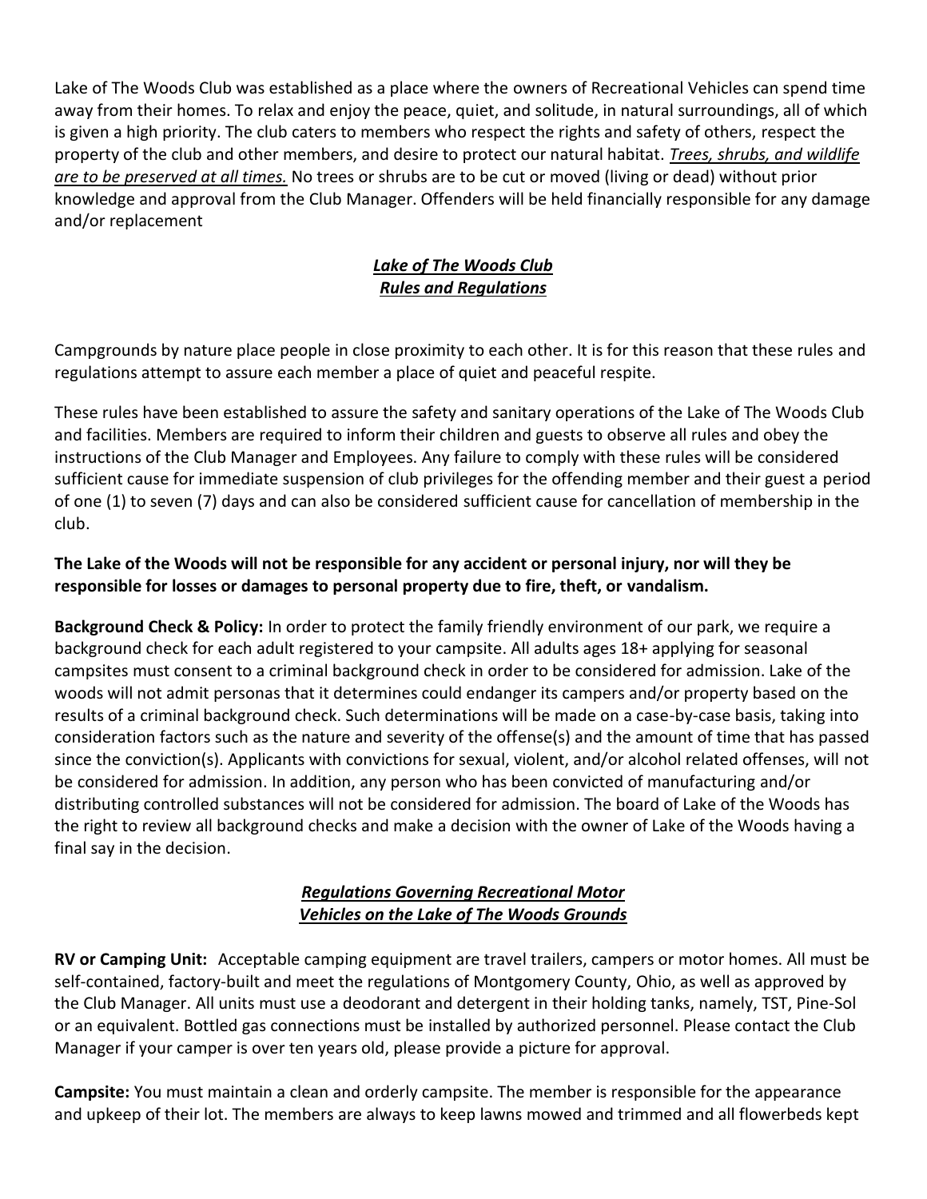Lake of The Woods Club was established as a place where the owners of Recreational Vehicles can spend time away from their homes. To relax and enjoy the peace, quiet, and solitude, in natural surroundings, all of which is given a high priority. The club caters to members who respect the rights and safety of others, respect the property of the club and other members, and desire to protect our natural habitat. *Trees, shrubs, and wildlife are to be preserved at all times.* No trees or shrubs are to be cut or moved (living or dead) without prior knowledge and approval from the Club Manager. Offenders will be held financially responsible for any damage and/or replacement

## *Lake of The Woods Club Rules and Regulations*

Campgrounds by nature place people in close proximity to each other. It is for this reason that these rules and regulations attempt to assure each member a place of quiet and peaceful respite.

These rules have been established to assure the safety and sanitary operations of the Lake of The Woods Club and facilities. Members are required to inform their children and guests to observe all rules and obey the instructions of the Club Manager and Employees. Any failure to comply with these rules will be considered sufficient cause for immediate suspension of club privileges for the offending member and their guest a period of one (1) to seven (7) days and can also be considered sufficient cause for cancellation of membership in the club.

**The Lake of the Woods will not be responsible for any accident or personal injury, nor will they be responsible for losses or damages to personal property due to fire, theft, or vandalism.**

**Background Check & Policy:** In order to protect the family friendly environment of our park, we require a background check for each adult registered to your campsite. All adults ages 18+ applying for seasonal campsites must consent to a criminal background check in order to be considered for admission. Lake of the woods will not admit personas that it determines could endanger its campers and/or property based on the results of a criminal background check. Such determinations will be made on a case-by-case basis, taking into consideration factors such as the nature and severity of the offense(s) and the amount of time that has passed since the conviction(s). Applicants with convictions for sexual, violent, and/or alcohol related offenses, will not be considered for admission. In addition, any person who has been convicted of manufacturing and/or distributing controlled substances will not be considered for admission. The board of Lake of the Woods has the right to review all background checks and make a decision with the owner of Lake of the Woods having a final say in the decision.

## *Regulations Governing Recreational Motor Vehicles on the Lake of The Woods Grounds*

**RV or Camping Unit:** Acceptable camping equipment are travel trailers, campers or motor homes. All must be self-contained, factory-built and meet the regulations of Montgomery County, Ohio, as well as approved by the Club Manager. All units must use a deodorant and detergent in their holding tanks, namely, TST, Pine-Sol or an equivalent. Bottled gas connections must be installed by authorized personnel. Please contact the Club Manager if your camper is over ten years old, please provide a picture for approval.

**Campsite:** You must maintain a clean and orderly campsite. The member is responsible for the appearance and upkeep of their lot. The members are always to keep lawns mowed and trimmed and all flowerbeds kept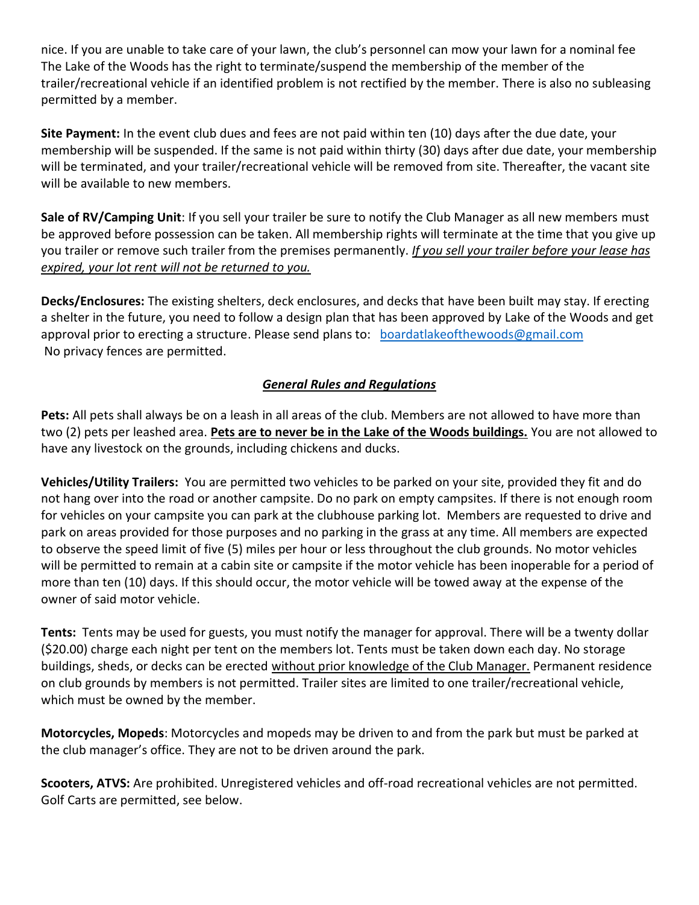nice. If you are unable to take care of your lawn, the club's personnel can mow your lawn for a nominal fee The Lake of the Woods has the right to terminate/suspend the membership of the member of the trailer/recreational vehicle if an identified problem is not rectified by the member. There is also no subleasing permitted by a member.

**Site Payment:** In the event club dues and fees are not paid within ten (10) days after the due date, your membership will be suspended. If the same is not paid within thirty (30) days after due date, your membership will be terminated, and your trailer/recreational vehicle will be removed from site. Thereafter, the vacant site will be available to new members.

**Sale of RV/Camping Unit**: If you sell your trailer be sure to notify the Club Manager as all new members must be approved before possession can be taken. All membership rights will terminate at the time that you give up you trailer or remove such trailer from the premises permanently. *If you sell your trailer before your lease has expired, your lot rent will not be returned to you.*

**Decks/Enclosures:** The existing shelters, deck enclosures, and decks that have been built may stay. If erecting a shelter in the future, you need to follow a design plan that has been approved by Lake of the Woods and get approval prior to erecting a structure. Please send plans to: boardatlakeofthewoods@gmail.com
No privacy fences are permitted.

## *General Rules and Regulations*

**Pets:** All pets shall always be on a leash in all areas of the club. Members are not allowed to have more than two (2) pets per leashed area. **Pets are to never be in the Lake of the Woods buildings.** You are not allowed to have any livestock on the grounds, including chickens and ducks.

**Vehicles/Utility Trailers:** You are permitted two vehicles to be parked on your site, provided they fit and do not hang over into the road or another campsite. Do no park on empty campsites. If there is not enough room for vehicles on your campsite you can park at the clubhouse parking lot. Members are requested to drive and park on areas provided for those purposes and no parking in the grass at any time. All members are expected to observe the speed limit of five (5) miles per hour or less throughout the club grounds. No motor vehicles will be permitted to remain at a cabin site or campsite if the motor vehicle has been inoperable for a period of more than ten (10) days. If this should occur, the motor vehicle will be towed away at the expense of the owner of said motor vehicle.

**Tents:** Tents may be used for guests, you must notify the manager for approval. There will be a twenty dollar ($20.00) charge each night per tent on the members lot. Tents must be taken down each day. No storage buildings, sheds, or decks can be erected without prior knowledge of the Club Manager. Permanent residence on club grounds by members is not permitted. Trailer sites are limited to one trailer/recreational vehicle, which must be owned by the member.

**Motorcycles, Mopeds**: Motorcycles and mopeds may be driven to and from the park but must be parked at the club manager's office. They are not to be driven around the park.

**Scooters, ATVS:** Are prohibited. Unregistered vehicles and off-road recreational vehicles are not permitted. Golf Carts are permitted, see below.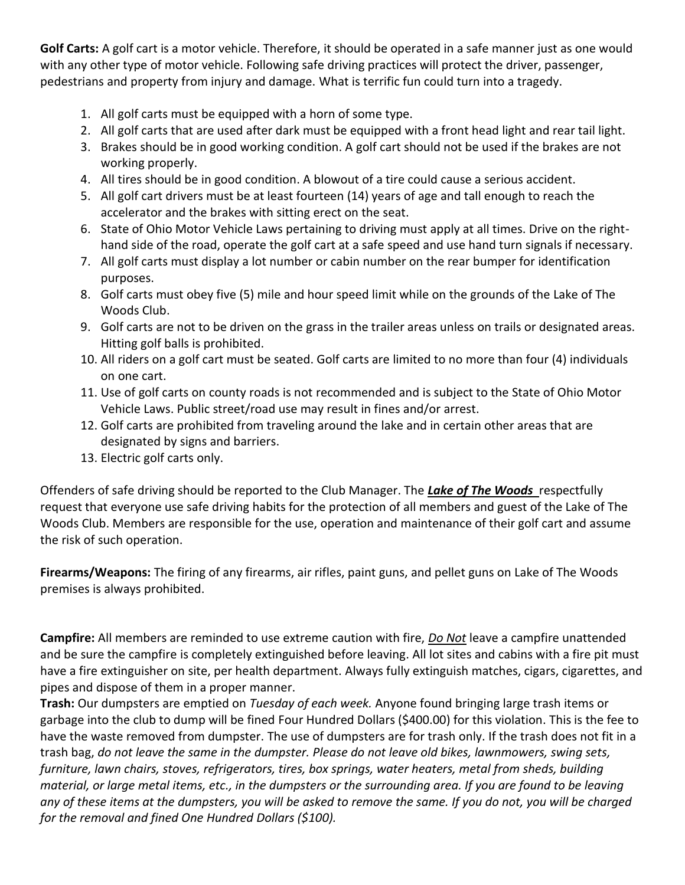**Golf Carts:** A golf cart is a motor vehicle. Therefore, it should be operated in a safe manner just as one would with any other type of motor vehicle. Following safe driving practices will protect the driver, passenger, pedestrians and property from injury and damage. What is terrific fun could turn into a tragedy.

1. All golf carts must be equipped with a horn of some type.
2. All golf carts that are used after dark must be equipped with a front head light and rear tail light.
3. Brakes should be in good working condition. A golf cart should not be used if the brakes are not working properly.
4. All tires should be in good condition. A blowout of a tire could cause a serious accident.
5. All golf cart drivers must be at least fourteen (14) years of age and tall enough to reach the accelerator and the brakes with sitting erect on the seat.
6. State of Ohio Motor Vehicle Laws pertaining to driving must apply at all times. Drive on the right-hand side of the road, operate the golf cart at a safe speed and use hand turn signals if necessary.
7. All golf carts must display a lot number or cabin number on the rear bumper for identification purposes.
8. Golf carts must obey five (5) mile and hour speed limit while on the grounds of the Lake of The Woods Club.
9. Golf carts are not to be driven on the grass in the trailer areas unless on trails or designated areas. Hitting golf balls is prohibited.
10. All riders on a golf cart must be seated. Golf carts are limited to no more than four (4) individuals on one cart.
11. Use of golf carts on county roads is not recommended and is subject to the State of Ohio Motor Vehicle Laws. Public street/road use may result in fines and/or arrest.
12. Golf carts are prohibited from traveling around the lake and in certain other areas that are designated by signs and barriers.
13. Electric golf carts only.

Offenders of safe driving should be reported to the Club Manager. The ***Lake of The Woods*** respectfully request that everyone use safe driving habits for the protection of all members and guest of the Lake of The Woods Club. Members are responsible for the use, operation and maintenance of their golf cart and assume the risk of such operation.

**Firearms/Weapons:** The firing of any firearms, air rifles, paint guns, and pellet guns on Lake of The Woods premises is always prohibited.

**Campfire:** All members are reminded to use extreme caution with fire, *Do Not* leave a campfire unattended and be sure the campfire is completely extinguished before leaving. All lot sites and cabins with a fire pit must have a fire extinguisher on site, per health department. Always fully extinguish matches, cigars, cigarettes, and pipes and dispose of them in a proper manner.

**Trash:** Our dumpsters are emptied on *Tuesday of each week.* Anyone found bringing large trash items or garbage into the club to dump will be fined Four Hundred Dollars ($400.00) for this violation. This is the fee to have the waste removed from dumpster. The use of dumpsters are for trash only. If the trash does not fit in a trash bag, *do not leave the same in the dumpster. Please do not leave old bikes, lawnmowers, swing sets, furniture, lawn chairs, stoves, refrigerators, tires, box springs, water heaters, metal from sheds, building material, or large metal items, etc., in the dumpsters or the surrounding area. If you are found to be leaving any of these items at the dumpsters, you will be asked to remove the same. If you do not, you will be charged for the removal and fined One Hundred Dollars ($100).*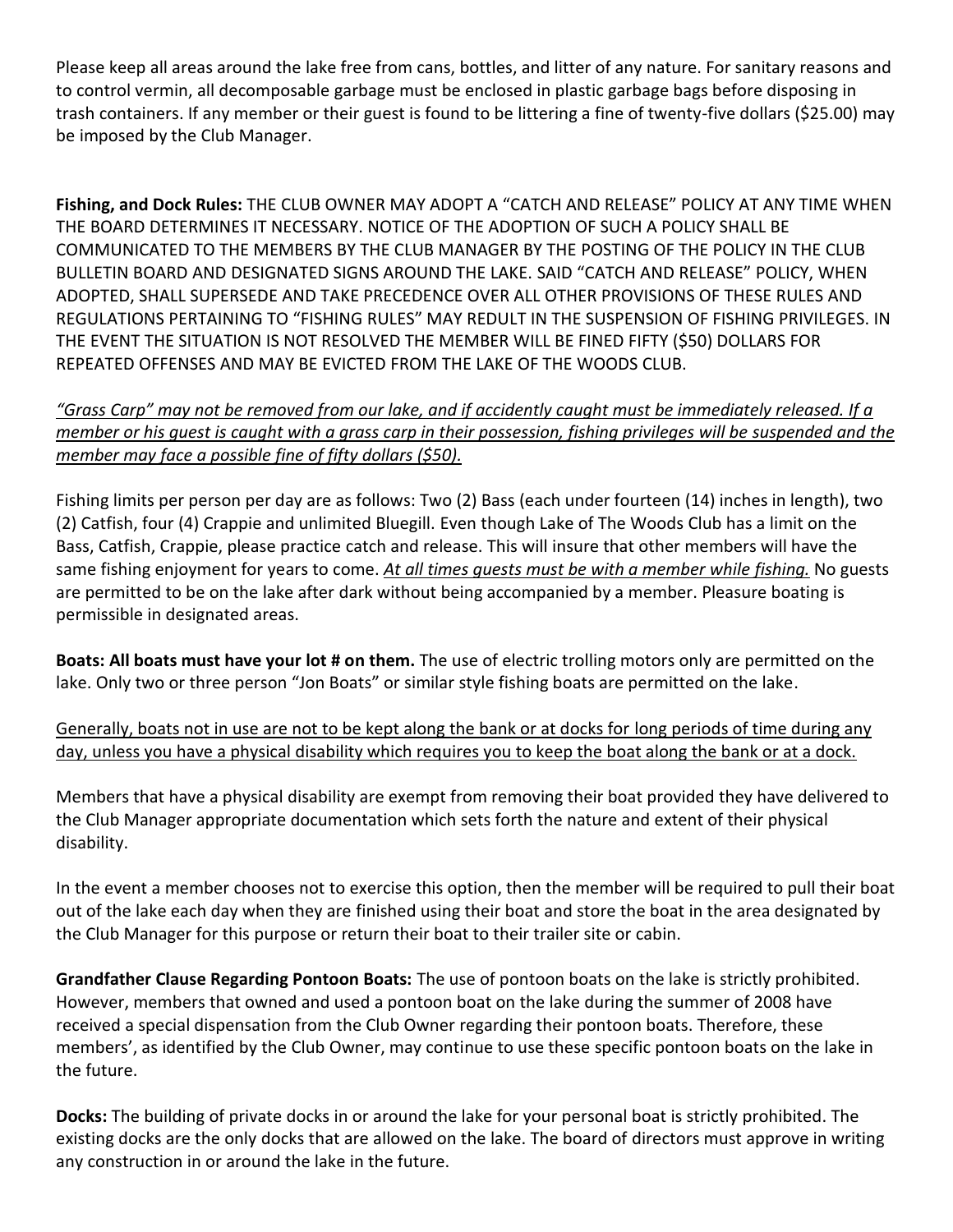Please keep all areas around the lake free from cans, bottles, and litter of any nature. For sanitary reasons and to control vermin, all decomposable garbage must be enclosed in plastic garbage bags before disposing in trash containers. If any member or their guest is found to be littering a fine of twenty-five dollars ($25.00) may be imposed by the Club Manager.

**Fishing, and Dock Rules:** THE CLUB OWNER MAY ADOPT A "CATCH AND RELEASE" POLICY AT ANY TIME WHEN THE BOARD DETERMINES IT NECESSARY. NOTICE OF THE ADOPTION OF SUCH A POLICY SHALL BE COMMUNICATED TO THE MEMBERS BY THE CLUB MANAGER BY THE POSTING OF THE POLICY IN THE CLUB BULLETIN BOARD AND DESIGNATED SIGNS AROUND THE LAKE. SAID "CATCH AND RELEASE" POLICY, WHEN ADOPTED, SHALL SUPERSEDE AND TAKE PRECEDENCE OVER ALL OTHER PROVISIONS OF THESE RULES AND REGULATIONS PERTAINING TO "FISHING RULES" MAY REDULT IN THE SUSPENSION OF FISHING PRIVILEGES. IN THE EVENT THE SITUATION IS NOT RESOLVED THE MEMBER WILL BE FINED FIFTY ($50) DOLLARS FOR REPEATED OFFENSES AND MAY BE EVICTED FROM THE LAKE OF THE WOODS CLUB.

<u>*"Grass Carp" may not be removed from our lake, and if accidently caught must be immediately released. If a member or his guest is caught with a grass carp in their possession, fishing privileges will be suspended and the member may face a possible fine of fifty dollars ($50).*</u>

Fishing limits per person per day are as follows: Two (2) Bass (each under fourteen (14) inches in length), two (2) Catfish, four (4) Crappie and unlimited Bluegill. Even though Lake of The Woods Club has a limit on the Bass, Catfish, Crappie, please practice catch and release. This will insure that other members will have the same fishing enjoyment for years to come. <u>*At all times guests must be with a member while fishing.*</u> No guests are permitted to be on the lake after dark without being accompanied by a member. Pleasure boating is permissible in designated areas.

**Boats: All boats must have your lot # on them.** The use of electric trolling motors only are permitted on the lake. Only two or three person "Jon Boats" or similar style fishing boats are permitted on the lake.

<u>Generally, boats not in use are not to be kept along the bank or at docks for long periods of time during any day, unless you have a physical disability which requires you to keep the boat along the bank or at a dock.</u>

Members that have a physical disability are exempt from removing their boat provided they have delivered to the Club Manager appropriate documentation which sets forth the nature and extent of their physical disability.

In the event a member chooses not to exercise this option, then the member will be required to pull their boat out of the lake each day when they are finished using their boat and store the boat in the area designated by the Club Manager for this purpose or return their boat to their trailer site or cabin.

**Grandfather Clause Regarding Pontoon Boats:** The use of pontoon boats on the lake is strictly prohibited. However, members that owned and used a pontoon boat on the lake during the summer of 2008 have received a special dispensation from the Club Owner regarding their pontoon boats. Therefore, these members', as identified by the Club Owner, may continue to use these specific pontoon boats on the lake in the future.

**Docks:** The building of private docks in or around the lake for your personal boat is strictly prohibited. The existing docks are the only docks that are allowed on the lake. The board of directors must approve in writing any construction in or around the lake in the future.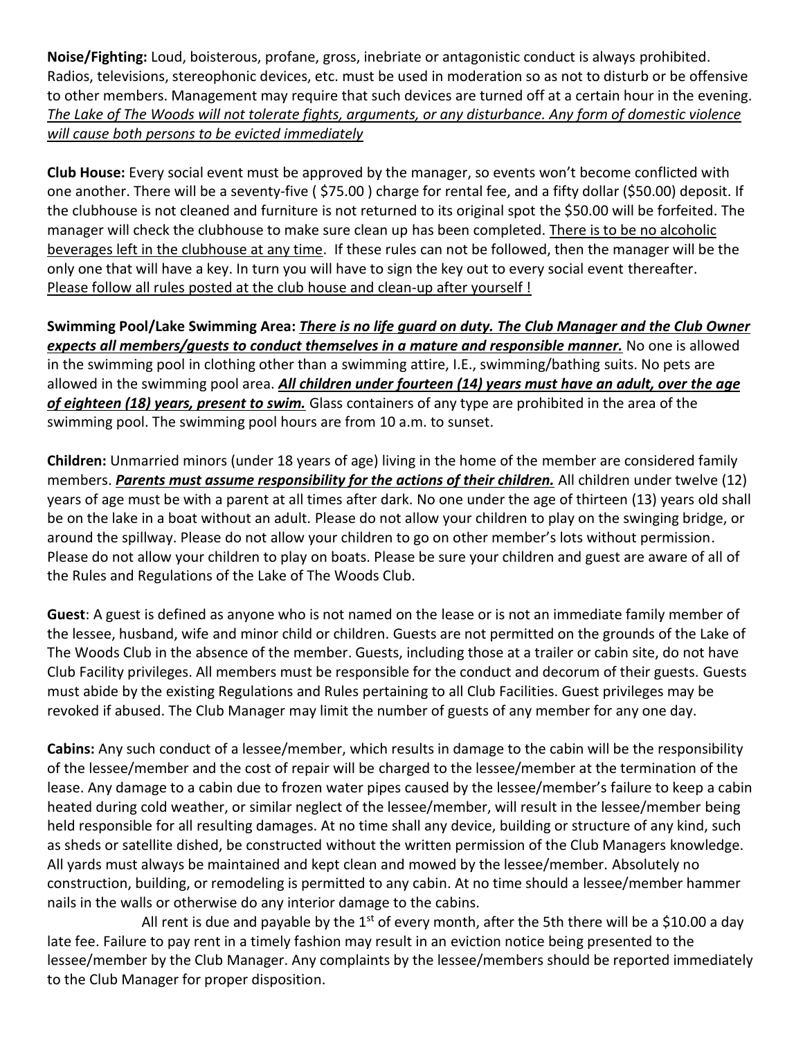**Noise/Fighting:** Loud, boisterous, profane, gross, inebriate or antagonistic conduct is always prohibited. Radios, televisions, stereophonic devices, etc. must be used in moderation so as not to disturb or be offensive to other members. Management may require that such devices are turned off at a certain hour in the evening. *The Lake of The Woods will not tolerate fights, arguments, or any disturbance. Any form of domestic violence will cause both persons to be evicted immediately*

**Club House:** Every social event must be approved by the manager, so events won't become conflicted with one another. There will be a seventy-five ( $75.00 ) charge for rental fee, and a fifty dollar ($50.00) deposit. If the clubhouse is not cleaned and furniture is not returned to its original spot the $50.00 will be forfeited. The manager will check the clubhouse to make sure clean up has been completed. There is to be no alcoholic beverages left in the clubhouse at any time. If these rules can not be followed, then the manager will be the only one that will have a key. In turn you will have to sign the key out to every social event thereafter. Please follow all rules posted at the club house and clean-up after yourself !

**Swimming Pool/Lake Swimming Area:** ***There is no life guard on duty. The Club Manager and the Club Owner expects all members/guests to conduct themselves in a mature and responsible manner.*** No one is allowed in the swimming pool in clothing other than a swimming attire, I.E., swimming/bathing suits. No pets are allowed in the swimming pool area. ***All children under fourteen (14) years must have an adult, over the age of eighteen (18) years, present to swim.*** Glass containers of any type are prohibited in the area of the swimming pool. The swimming pool hours are from 10 a.m. to sunset.

**Children:** Unmarried minors (under 18 years of age) living in the home of the member are considered family members. ***Parents must assume responsibility for the actions of their children.*** All children under twelve (12) years of age must be with a parent at all times after dark. No one under the age of thirteen (13) years old shall be on the lake in a boat without an adult. Please do not allow your children to play on the swinging bridge, or around the spillway. Please do not allow your children to go on other member's lots without permission. Please do not allow your children to play on boats. Please be sure your children and guest are aware of all of the Rules and Regulations of the Lake of The Woods Club.

**Guest**: A guest is defined as anyone who is not named on the lease or is not an immediate family member of the lessee, husband, wife and minor child or children. Guests are not permitted on the grounds of the Lake of The Woods Club in the absence of the member. Guests, including those at a trailer or cabin site, do not have Club Facility privileges. All members must be responsible for the conduct and decorum of their guests. Guests must abide by the existing Regulations and Rules pertaining to all Club Facilities. Guest privileges may be revoked if abused. The Club Manager may limit the number of guests of any member for any one day.

**Cabins:** Any such conduct of a lessee/member, which results in damage to the cabin will be the responsibility of the lessee/member and the cost of repair will be charged to the lessee/member at the termination of the lease. Any damage to a cabin due to frozen water pipes caused by the lessee/member's failure to keep a cabin heated during cold weather, or similar neglect of the lessee/member, will result in the lessee/member being held responsible for all resulting damages. At no time shall any device, building or structure of any kind, such as sheds or satellite dished, be constructed without the written permission of the Club Managers knowledge. All yards must always be maintained and kept clean and mowed by the lessee/member. Absolutely no construction, building, or remodeling is permitted to any cabin. At no time should a lessee/member hammer nails in the walls or otherwise do any interior damage to the cabins.

All rent is due and payable by the 1st of every month, after the 5th there will be a $10.00 a day late fee. Failure to pay rent in a timely fashion may result in an eviction notice being presented to the lessee/member by the Club Manager. Any complaints by the lessee/members should be reported immediately to the Club Manager for proper disposition.